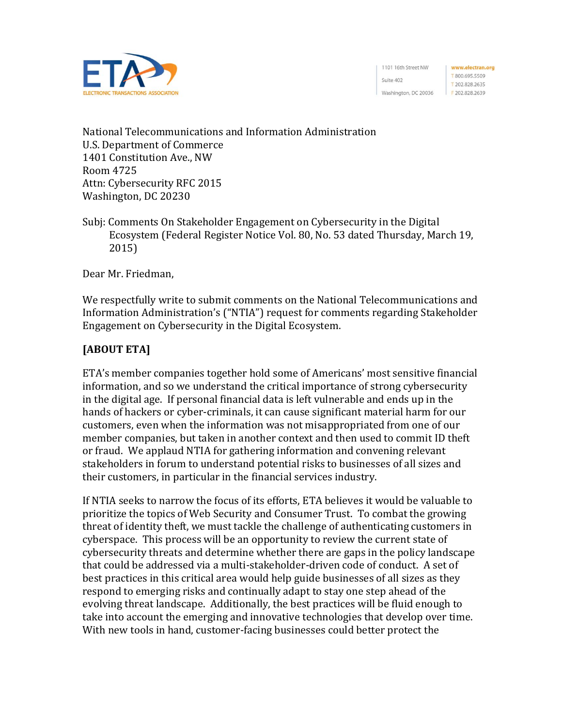ETA ELECTRONIC TRANSACTIONS ASSOCIATION

1101 16th Street NW
Suite 402
Washington, DC 20036

www.electran.org
T 800.695.5509
T 202.828.2635
F 202.828.2639

National Telecommunications and Information Administration
U.S. Department of Commerce
1401 Constitution Ave., NW
Room 4725
Attn: Cybersecurity RFC 2015
Washington, DC 20230

Subj: Comments On Stakeholder Engagement on Cybersecurity in the Digital Ecosystem (Federal Register Notice Vol. 80, No. 53 dated Thursday, March 19, 2015)

Dear Mr. Friedman,

We respectfully write to submit comments on the National Telecommunications and Information Administration's ("NTIA") request for comments regarding Stakeholder Engagement on Cybersecurity in the Digital Ecosystem.

**[ABOUT ETA]**

ETA's member companies together hold some of Americans' most sensitive financial information, and so we understand the critical importance of strong cybersecurity in the digital age. If personal financial data is left vulnerable and ends up in the hands of hackers or cyber-criminals, it can cause significant material harm for our customers, even when the information was not misappropriated from one of our member companies, but taken in another context and then used to commit ID theft or fraud. We applaud NTIA for gathering information and convening relevant stakeholders in forum to understand potential risks to businesses of all sizes and their customers, in particular in the financial services industry.

If NTIA seeks to narrow the focus of its efforts, ETA believes it would be valuable to prioritize the topics of Web Security and Consumer Trust. To combat the growing threat of identity theft, we must tackle the challenge of authenticating customers in cyberspace. This process will be an opportunity to review the current state of cybersecurity threats and determine whether there are gaps in the policy landscape that could be addressed via a multi-stakeholder-driven code of conduct. A set of best practices in this critical area would help guide businesses of all sizes as they respond to emerging risks and continually adapt to stay one step ahead of the evolving threat landscape. Additionally, the best practices will be fluid enough to take into account the emerging and innovative technologies that develop over time. With new tools in hand, customer-facing businesses could better protect the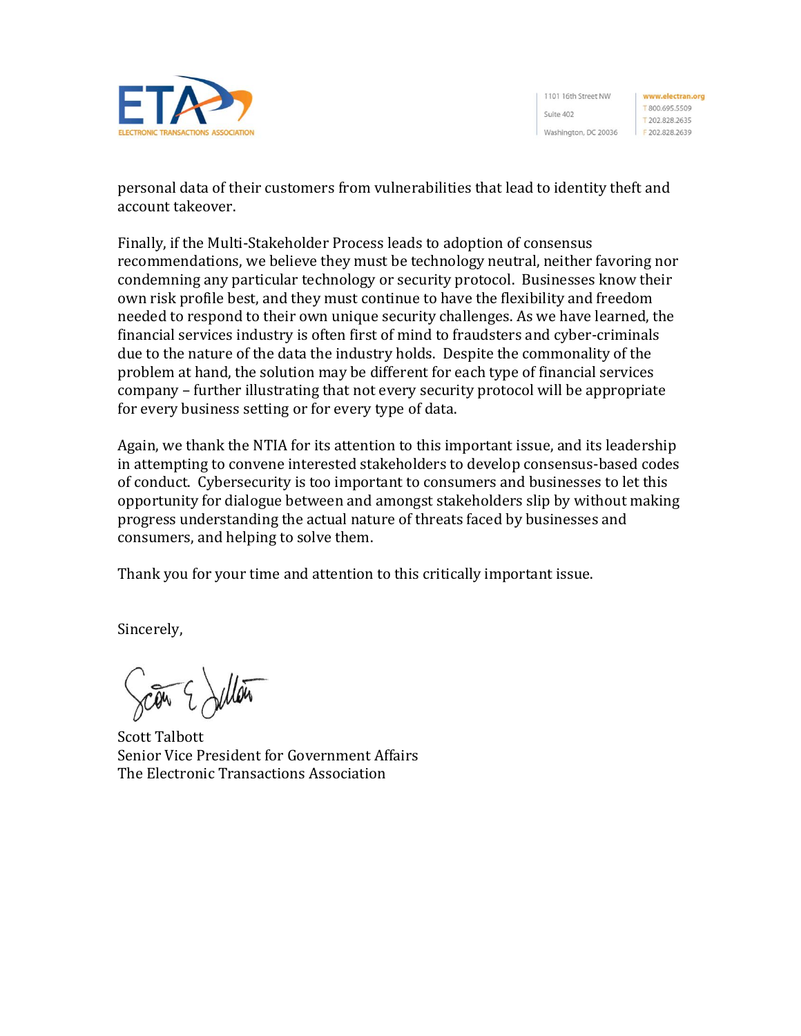personal data of their customers from vulnerabilities that lead to identity theft and account takeover.

Finally, if the Multi-Stakeholder Process leads to adoption of consensus recommendations, we believe they must be technology neutral, neither favoring nor condemning any particular technology or security protocol. Businesses know their own risk profile best, and they must continue to have the flexibility and freedom needed to respond to their own unique security challenges. As we have learned, the financial services industry is often first of mind to fraudsters and cyber-criminals due to the nature of the data the industry holds. Despite the commonality of the problem at hand, the solution may be different for each type of financial services company – further illustrating that not every security protocol will be appropriate for every business setting or for every type of data.

Again, we thank the NTIA for its attention to this important issue, and its leadership in attempting to convene interested stakeholders to develop consensus-based codes of conduct. Cybersecurity is too important to consumers and businesses to let this opportunity for dialogue between and amongst stakeholders slip by without making progress understanding the actual nature of threats faced by businesses and consumers, and helping to solve them.

Thank you for your time and attention to this critically important issue.

Sincerely,

Scott Talbott
Senior Vice President for Government Affairs
The Electronic Transactions Association